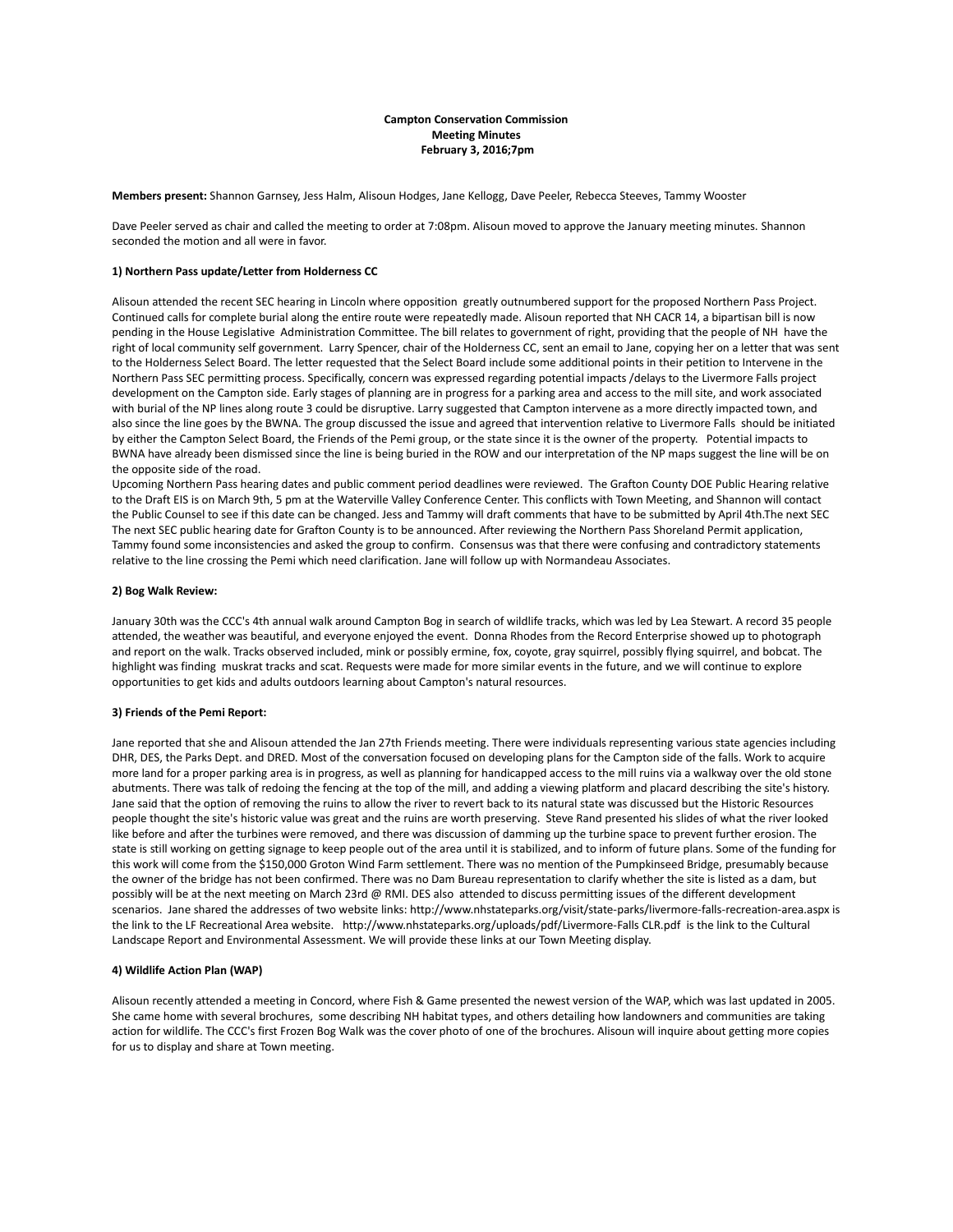**Campton Conservation Commission**
**Meeting Minutes**
**February 3, 2016;7pm**

**Members present:** Shannon Garnsey, Jess Halm, Alisoun Hodges, Jane Kellogg, Dave Peeler, Rebecca Steeves, Tammy Wooster

Dave Peeler served as chair and called the meeting to order at 7:08pm. Alisoun moved to approve the January meeting minutes. Shannon seconded the motion and all were in favor.

**1) Northern Pass update/Letter from Holderness CC**

Alisoun attended the recent SEC hearing in Lincoln where opposition greatly outnumbered support for the proposed Northern Pass Project. Continued calls for complete burial along the entire route were repeatedly made. Alisoun reported that NH CACR 14, a bipartisan bill is now pending in the House Legislative Administration Committee. The bill relates to government of right, providing that the people of NH have the right of local community self government. Larry Spencer, chair of the Holderness CC, sent an email to Jane, copying her on a letter that was sent to the Holderness Select Board. The letter requested that the Select Board include some additional points in their petition to Intervene in the Northern Pass SEC permitting process. Specifically, concern was expressed regarding potential impacts /delays to the Livermore Falls project development on the Campton side. Early stages of planning are in progress for a parking area and access to the mill site, and work associated with burial of the NP lines along route 3 could be disruptive. Larry suggested that Campton intervene as a more directly impacted town, and also since the line goes by the BWNA. The group discussed the issue and agreed that intervention relative to Livermore Falls should be initiated by either the Campton Select Board, the Friends of the Pemi group, or the state since it is the owner of the property. Potential impacts to BWNA have already been dismissed since the line is being buried in the ROW and our interpretation of the NP maps suggest the line will be on the opposite side of the road.
Upcoming Northern Pass hearing dates and public comment period deadlines were reviewed. The Grafton County DOE Public Hearing relative to the Draft EIS is on March 9th, 5 pm at the Waterville Valley Conference Center. This conflicts with Town Meeting, and Shannon will contact the Public Counsel to see if this date can be changed. Jess and Tammy will draft comments that have to be submitted by April 4th.The next SEC The next SEC public hearing date for Grafton County is to be announced. After reviewing the Northern Pass Shoreland Permit application, Tammy found some inconsistencies and asked the group to confirm. Consensus was that there were confusing and contradictory statements relative to the line crossing the Pemi which need clarification. Jane will follow up with Normandeau Associates.

**2) Bog Walk Review:**

January 30th was the CCC's 4th annual walk around Campton Bog in search of wildlife tracks, which was led by Lea Stewart. A record 35 people attended, the weather was beautiful, and everyone enjoyed the event. Donna Rhodes from the Record Enterprise showed up to photograph and report on the walk. Tracks observed included, mink or possibly ermine, fox, coyote, gray squirrel, possibly flying squirrel, and bobcat. The highlight was finding muskrat tracks and scat. Requests were made for more similar events in the future, and we will continue to explore opportunities to get kids and adults outdoors learning about Campton's natural resources.

**3) Friends of the Pemi Report:**

Jane reported that she and Alisoun attended the Jan 27th Friends meeting. There were individuals representing various state agencies including DHR, DES, the Parks Dept. and DRED. Most of the conversation focused on developing plans for the Campton side of the falls. Work to acquire more land for a proper parking area is in progress, as well as planning for handicapped access to the mill ruins via a walkway over the old stone abutments. There was talk of redoing the fencing at the top of the mill, and adding a viewing platform and placard describing the site's history. Jane said that the option of removing the ruins to allow the river to revert back to its natural state was discussed but the Historic Resources people thought the site's historic value was great and the ruins are worth preserving. Steve Rand presented his slides of what the river looked like before and after the turbines were removed, and there was discussion of damming up the turbine space to prevent further erosion. The state is still working on getting signage to keep people out of the area until it is stabilized, and to inform of future plans. Some of the funding for this work will come from the $150,000 Groton Wind Farm settlement. There was no mention of the Pumpkinseed Bridge, presumably because the owner of the bridge has not been confirmed. There was no Dam Bureau representation to clarify whether the site is listed as a dam, but possibly will be at the next meeting on March 23rd @ RMI. DES also attended to discuss permitting issues of the different development scenarios. Jane shared the addresses of two website links: http://www.nhstateparks.org/visit/state-parks/livermore-falls-recreation-area.aspx is the link to the LF Recreational Area website. http://www.nhstateparks.org/uploads/pdf/Livermore-Falls CLR.pdf is the link to the Cultural Landscape Report and Environmental Assessment. We will provide these links at our Town Meeting display.

**4) Wildlife Action Plan (WAP)**

Alisoun recently attended a meeting in Concord, where Fish & Game presented the newest version of the WAP, which was last updated in 2005. She came home with several brochures, some describing NH habitat types, and others detailing how landowners and communities are taking action for wildlife. The CCC's first Frozen Bog Walk was the cover photo of one of the brochures. Alisoun will inquire about getting more copies for us to display and share at Town meeting.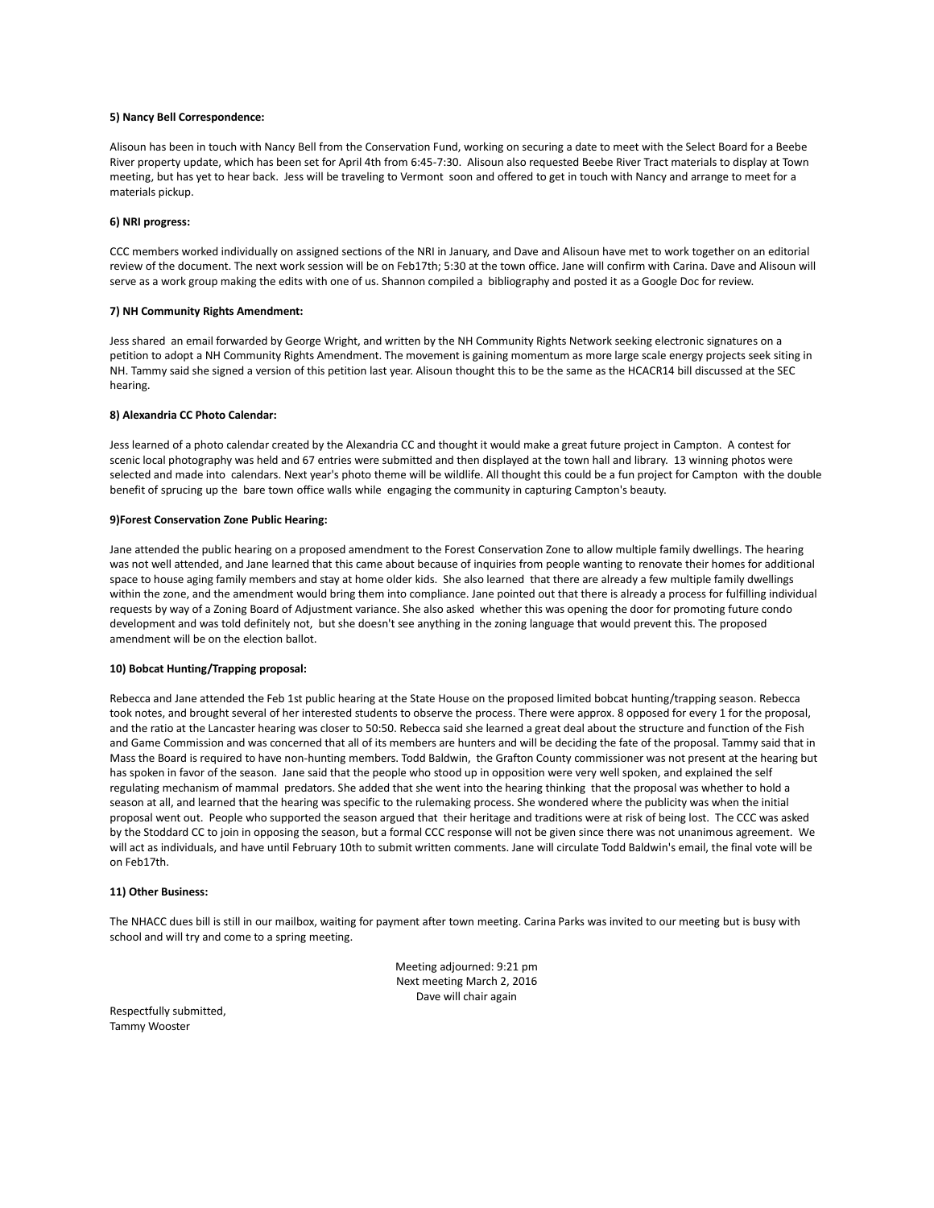**5) Nancy Bell Correspondence:**

Alisoun has been in touch with Nancy Bell from the Conservation Fund, working on securing a date to meet with the Select Board for a Beebe River property update, which has been set for April 4th from 6:45-7:30. Alisoun also requested Beebe River Tract materials to display at Town meeting, but has yet to hear back. Jess will be traveling to Vermont soon and offered to get in touch with Nancy and arrange to meet for a materials pickup.

**6) NRI progress:**

CCC members worked individually on assigned sections of the NRI in January, and Dave and Alisoun have met to work together on an editorial review of the document. The next work session will be on Feb17th; 5:30 at the town office. Jane will confirm with Carina. Dave and Alisoun will serve as a work group making the edits with one of us. Shannon compiled a bibliography and posted it as a Google Doc for review.

**7) NH Community Rights Amendment:**

Jess shared an email forwarded by George Wright, and written by the NH Community Rights Network seeking electronic signatures on a petition to adopt a NH Community Rights Amendment. The movement is gaining momentum as more large scale energy projects seek siting in NH. Tammy said she signed a version of this petition last year. Alisoun thought this to be the same as the HCACR14 bill discussed at the SEC hearing.

**8) Alexandria CC Photo Calendar:**

Jess learned of a photo calendar created by the Alexandria CC and thought it would make a great future project in Campton. A contest for scenic local photography was held and 67 entries were submitted and then displayed at the town hall and library. 13 winning photos were selected and made into calendars. Next year's photo theme will be wildlife. All thought this could be a fun project for Campton with the double benefit of sprucing up the bare town office walls while engaging the community in capturing Campton's beauty.

**9)Forest Conservation Zone Public Hearing:**

Jane attended the public hearing on a proposed amendment to the Forest Conservation Zone to allow multiple family dwellings. The hearing was not well attended, and Jane learned that this came about because of inquiries from people wanting to renovate their homes for additional space to house aging family members and stay at home older kids. She also learned that there are already a few multiple family dwellings within the zone, and the amendment would bring them into compliance. Jane pointed out that there is already a process for fulfilling individual requests by way of a Zoning Board of Adjustment variance. She also asked whether this was opening the door for promoting future condo development and was told definitely not, but she doesn't see anything in the zoning language that would prevent this. The proposed amendment will be on the election ballot.

**10) Bobcat Hunting/Trapping proposal:**

Rebecca and Jane attended the Feb 1st public hearing at the State House on the proposed limited bobcat hunting/trapping season. Rebecca took notes, and brought several of her interested students to observe the process. There were approx. 8 opposed for every 1 for the proposal, and the ratio at the Lancaster hearing was closer to 50:50. Rebecca said she learned a great deal about the structure and function of the Fish and Game Commission and was concerned that all of its members are hunters and will be deciding the fate of the proposal. Tammy said that in Mass the Board is required to have non-hunting members. Todd Baldwin, the Grafton County commissioner was not present at the hearing but has spoken in favor of the season. Jane said that the people who stood up in opposition were very well spoken, and explained the self regulating mechanism of mammal predators. She added that she went into the hearing thinking that the proposal was whether to hold a season at all, and learned that the hearing was specific to the rulemaking process. She wondered where the publicity was when the initial proposal went out. People who supported the season argued that their heritage and traditions were at risk of being lost. The CCC was asked by the Stoddard CC to join in opposing the season, but a formal CCC response will not be given since there was not unanimous agreement. We will act as individuals, and have until February 10th to submit written comments. Jane will circulate Todd Baldwin's email, the final vote will be on Feb17th.

**11) Other Business:**

The NHACC dues bill is still in our mailbox, waiting for payment after town meeting. Carina Parks was invited to our meeting but is busy with school and will try and come to a spring meeting.

Meeting adjourned: 9:21 pm
Next meeting March 2, 2016
Dave will chair again

Respectfully submitted,
Tammy Wooster